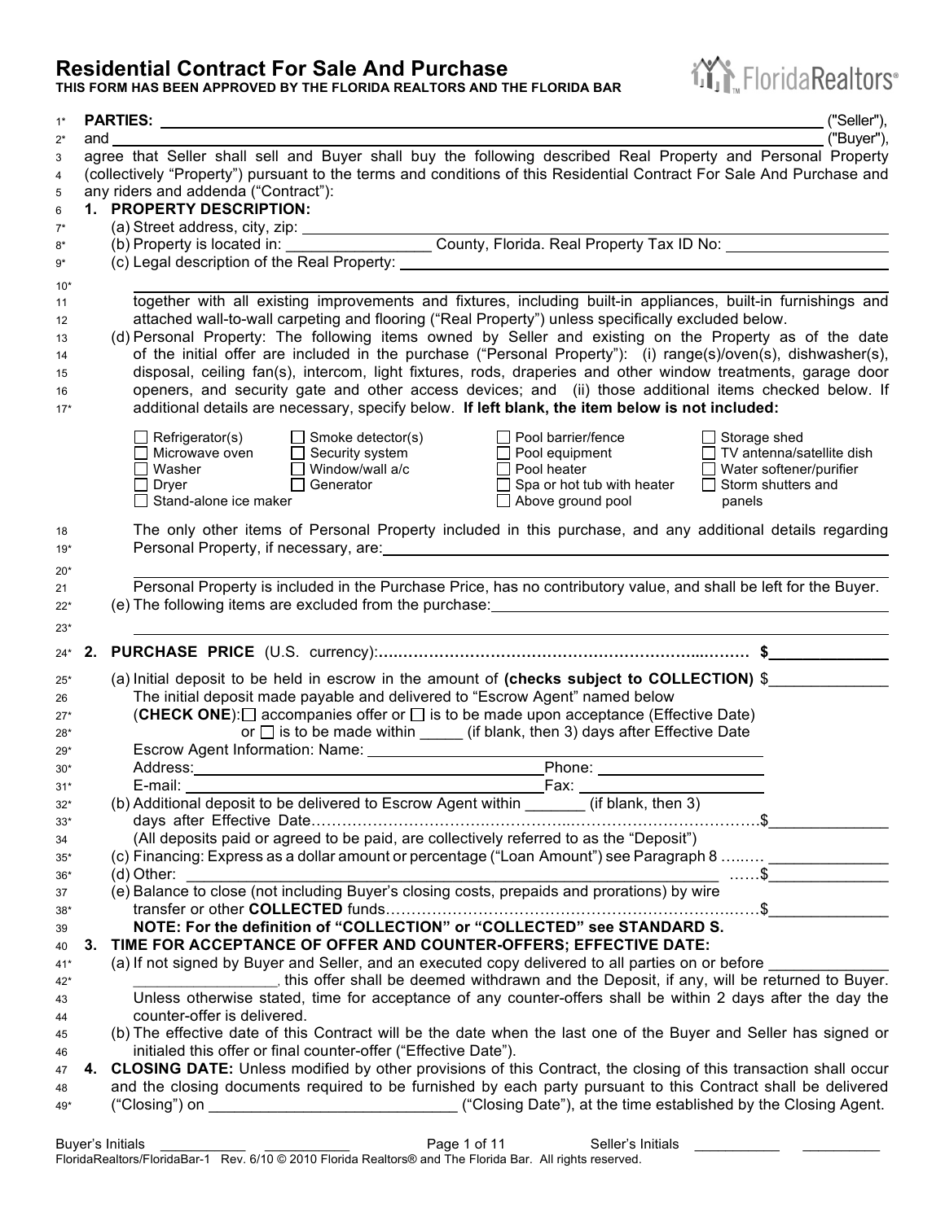# Residential Contract For Sale And Purchase

**THIS FORM HAS BEEN APPROVED BY THE FLORIDA REALTORS AND THE FLORIDA BAR**

1* **PARTIES:** ____________________________________________ ("Seller"),
2* and ____________________________________________ ("Buyer"),
3 agree that Seller shall sell and Buyer shall buy the following described Real Property and Personal Property
4 (collectively "Property") pursuant to the terms and conditions of this Residential Contract For Sale And Purchase and
5 any riders and addenda ("Contract"):

6 **1. PROPERTY DESCRIPTION:**

7* (a) Street address, city, zip: ____________________________________________
8* (b) Property is located in: ________________ County, Florida. Real Property Tax ID No: ________________
9* (c) Legal description of the Real Property: ____________________________________________
10* ____________________________________________
11 together with all existing improvements and fixtures, including built-in appliances, built-in furnishings and
12 attached wall-to-wall carpeting and flooring ("Real Property") unless specifically excluded below.
13 (d) Personal Property: The following items owned by Seller and existing on the Property as of the date
14 of the initial offer are included in the purchase ("Personal Property"): (i) range(s)/oven(s), dishwasher(s),
15 disposal, ceiling fan(s), intercom, light fixtures, rods, draperies and other window treatments, garage door
16 openers, and security gate and other access devices; and (ii) those additional items checked below. If
17* additional details are necessary, specify below. **If left blank, the item below is not included:**

- ☐ Refrigerator(s)
- ☐ Microwave oven
- ☐ Washer
- ☐ Dryer
- ☐ Stand-alone ice maker
- ☐ Smoke detector(s)
- ☐ Security system
- ☐ Window/wall a/c
- ☐ Generator
- ☐ Pool barrier/fence
- ☐ Pool equipment
- ☐ Pool heater
- ☐ Spa or hot tub with heater
- ☐ Above ground pool
- ☐ Storage shed
- ☐ TV antenna/satellite dish
- ☐ Water softener/purifier
- ☐ Storm shutters and panels

18 The only other items of Personal Property included in this purchase, and any additional details regarding
19* Personal Property, if necessary, are: ____________________________________________
20* ____________________________________________
21 Personal Property is included in the Purchase Price, has no contributory value, and shall be left for the Buyer.
22* (e) The following items are excluded from the purchase: ____________________________________________
23* ____________________________________________

24* **2. PURCHASE PRICE** (U.S. currency):........................................................................ $______________

25* (a) Initial deposit to be held in escrow in the amount of **(checks subject to COLLECTION)** $______________
26 The initial deposit made payable and delivered to "Escrow Agent" named below
27* (**CHECK ONE**): ☐ accompanies offer or ☐ is to be made upon acceptance (Effective Date)
28* or ☐ is to be made within _____ (if blank, then 3) days after Effective Date
29* Escrow Agent Information: Name: ____________________________________________
30* Address: ______________________________ Phone: ________________
31* E-mail: ______________________________ Fax: ________________
32* (b) Additional deposit to be delivered to Escrow Agent within _______ (if blank, then 3)
33* days after Effective Date........................................................................ $______________
34 (All deposits paid or agreed to be paid, are collectively referred to as the "Deposit")
35* (c) Financing: Express as a dollar amount or percentage ("Loan Amount") see Paragraph 8 ......... ______________
36* (d) Other: ____________________________________________ ......$______________
37 (e) Balance to close (not including Buyer's closing costs, prepaids and prorations) by wire
38* transfer or other **COLLECTED** funds........................................................................ $______________
39 **NOTE: For the definition of "COLLECTION" or "COLLECTED" see STANDARD S.**

40 **3. TIME FOR ACCEPTANCE OF OFFER AND COUNTER-OFFERS; EFFECTIVE DATE:**

41* (a) If not signed by Buyer and Seller, and an executed copy delivered to all parties on or before ______________
42* ________________, this offer shall be deemed withdrawn and the Deposit, if any, will be returned to Buyer.
43 Unless otherwise stated, time for acceptance of any counter-offers shall be within 2 days after the day the
44 counter-offer is delivered.
45 (b) The effective date of this Contract will be the date when the last one of the Buyer and Seller has signed or
46 initialed this offer or final counter-offer ("Effective Date").

47 **4. CLOSING DATE:** Unless modified by other provisions of this Contract, the closing of this transaction shall occur
48 and the closing documents required to be furnished by each party pursuant to this Contract shall be delivered
49* ("Closing") on ____________________________ ("Closing Date"), at the time established by the Closing Agent.

Buyer's Initials ___________ ___________ Seller's Initials ___________ ___________

FloridaRealtors/FloridaBar-1 Rev. 6/10 © 2010 Florida Realtors® and The Florida Bar. All rights reserved.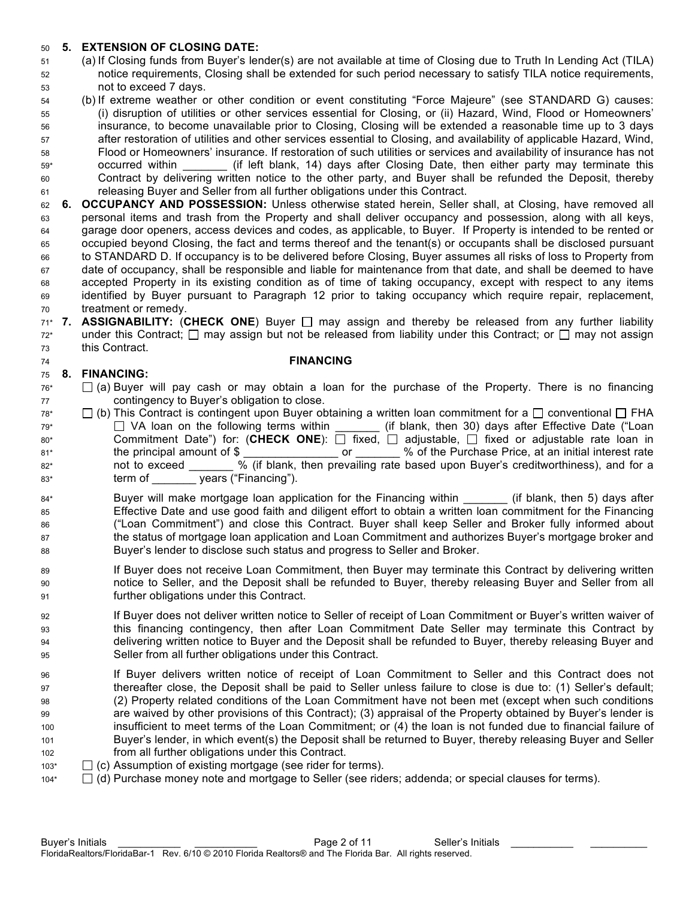**5. EXTENSION OF CLOSING DATE:**

(a) If Closing funds from Buyer's lender(s) are not available at time of Closing due to Truth In Lending Act (TILA) notice requirements, Closing shall be extended for such period necessary to satisfy TILA notice requirements, not to exceed 7 days.

(b) If extreme weather or other condition or event constituting "Force Majeure" (see STANDARD G) causes: (i) disruption of utilities or other services essential for Closing, or (ii) Hazard, Wind, Flood or Homeowners' insurance, to become unavailable prior to Closing, Closing will be extended a reasonable time up to 3 days after restoration of utilities and other services essential to Closing, and availability of applicable Hazard, Wind, Flood or Homeowners' insurance. If restoration of such utilities or services and availability of insurance has not occurred within _______ (if left blank, 14) days after Closing Date, then either party may terminate this Contract by delivering written notice to the other party, and Buyer shall be refunded the Deposit, thereby releasing Buyer and Seller from all further obligations under this Contract.

**6. OCCUPANCY AND POSSESSION:** Unless otherwise stated herein, Seller shall, at Closing, have removed all personal items and trash from the Property and shall deliver occupancy and possession, along with all keys, garage door openers, access devices and codes, as applicable, to Buyer. If Property is intended to be rented or occupied beyond Closing, the fact and terms thereof and the tenant(s) or occupants shall be disclosed pursuant to STANDARD D. If occupancy is to be delivered before Closing, Buyer assumes all risks of loss to Property from date of occupancy, shall be responsible and liable for maintenance from that date, and shall be deemed to have accepted Property in its existing condition as of time of taking occupancy, except with respect to any items identified by Buyer pursuant to Paragraph 12 prior to taking occupancy which require repair, replacement, treatment or remedy.

**7. ASSIGNABILITY:** (**CHECK ONE**) Buyer ☐ may assign and thereby be released from any further liability under this Contract; ☐ may assign but not be released from liability under this Contract; or ☐ may not assign this Contract.

**FINANCING**

**8. FINANCING:**

☐ (a) Buyer will pay cash or may obtain a loan for the purchase of the Property. There is no financing contingency to Buyer's obligation to close.

☐ (b) This Contract is contingent upon Buyer obtaining a written loan commitment for a ☐ conventional ☐ FHA ☐ VA loan on the following terms within _______ (if blank, then 30) days after Effective Date ("Loan Commitment Date") for: (**CHECK ONE**): ☐ fixed, ☐ adjustable, ☐ fixed or adjustable rate loan in the principal amount of $ _______________ or _______ % of the Purchase Price, at an initial interest rate not to exceed _______ % (if blank, then prevailing rate based upon Buyer's creditworthiness), and for a term of _______ years ("Financing").

Buyer will make mortgage loan application for the Financing within _______ (if blank, then 5) days after Effective Date and use good faith and diligent effort to obtain a written loan commitment for the Financing ("Loan Commitment") and close this Contract. Buyer shall keep Seller and Broker fully informed about the status of mortgage loan application and Loan Commitment and authorizes Buyer's mortgage broker and Buyer's lender to disclose such status and progress to Seller and Broker.

If Buyer does not receive Loan Commitment, then Buyer may terminate this Contract by delivering written notice to Seller, and the Deposit shall be refunded to Buyer, thereby releasing Buyer and Seller from all further obligations under this Contract.

If Buyer does not deliver written notice to Seller of receipt of Loan Commitment or Buyer's written waiver of this financing contingency, then after Loan Commitment Date Seller may terminate this Contract by delivering written notice to Buyer and the Deposit shall be refunded to Buyer, thereby releasing Buyer and Seller from all further obligations under this Contract.

If Buyer delivers written notice of receipt of Loan Commitment to Seller and this Contract does not thereafter close, the Deposit shall be paid to Seller unless failure to close is due to: (1) Seller's default; (2) Property related conditions of the Loan Commitment have not been met (except when such conditions are waived by other provisions of this Contract); (3) appraisal of the Property obtained by Buyer's lender is insufficient to meet terms of the Loan Commitment; or (4) the loan is not funded due to financial failure of Buyer's lender, in which event(s) the Deposit shall be returned to Buyer, thereby releasing Buyer and Seller from all further obligations under this Contract.

☐ (c) Assumption of existing mortgage (see rider for terms).

☐ (d) Purchase money note and mortgage to Seller (see riders; addenda; or special clauses for terms).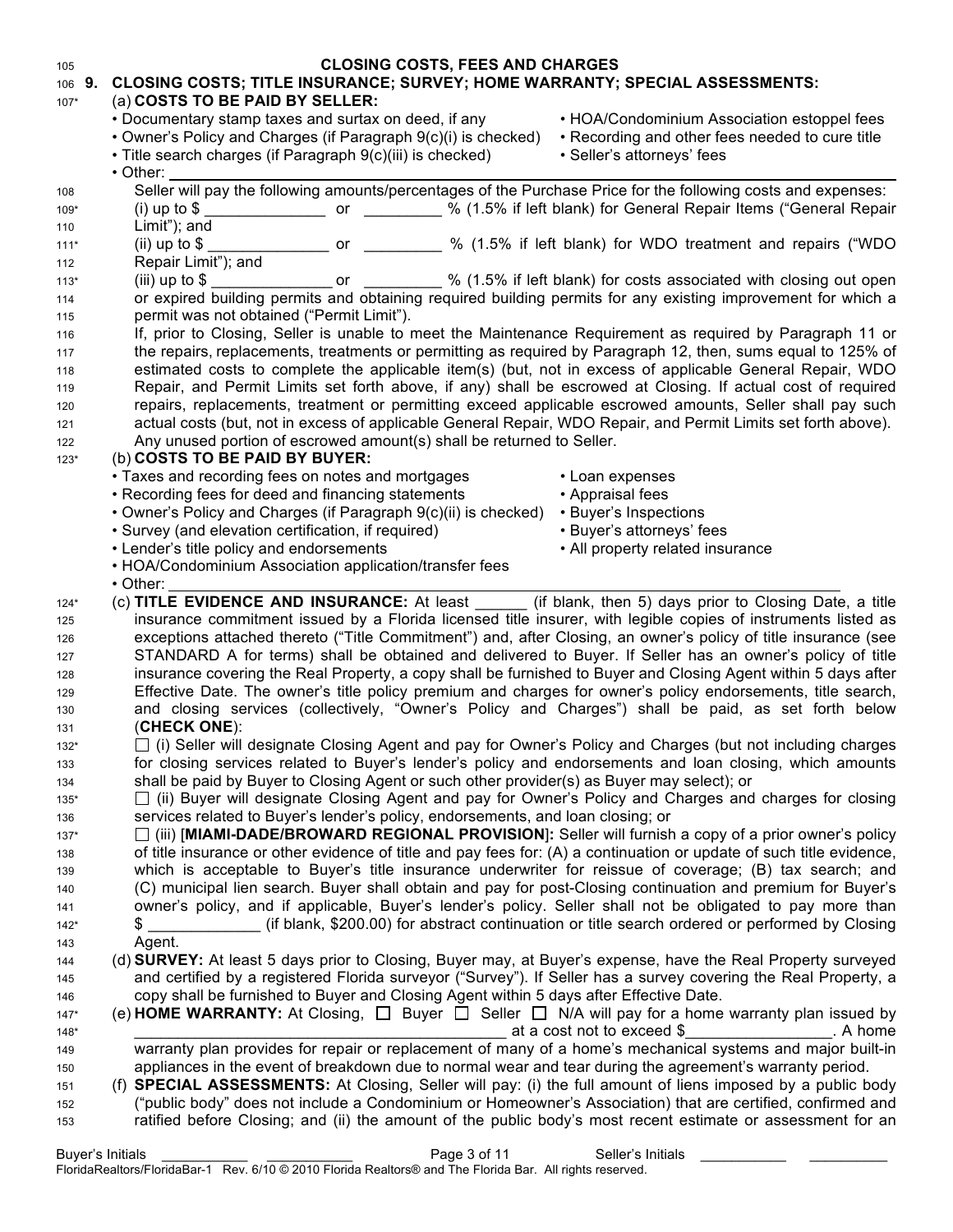## CLOSING COSTS, FEES AND CHARGES

**9. CLOSING COSTS; TITLE INSURANCE; SURVEY; HOME WARRANTY; SPECIAL ASSESSMENTS:**

(a) **COSTS TO BE PAID BY SELLER:**

- Documentary stamp taxes and surtax on deed, if any
- Owner's Policy and Charges (if Paragraph 9(c)(i) is checked)
- Title search charges (if Paragraph 9(c)(iii) is checked)
- HOA/Condominium Association estoppel fees
- Recording and other fees needed to cure title
- Seller's attorneys' fees
- Other: ___________________________________________

Seller will pay the following amounts/percentages of the Purchase Price for the following costs and expenses:

(i) up to $ ______________ or _________ % (1.5% if left blank) for General Repair Items ("General Repair Limit"); and

(ii) up to $ ______________ or _________ % (1.5% if left blank) for WDO treatment and repairs ("WDO Repair Limit"); and

(iii) up to $ ______________ or _________ % (1.5% if left blank) for costs associated with closing out open or expired building permits and obtaining required building permits for any existing improvement for which a permit was not obtained ("Permit Limit").

If, prior to Closing, Seller is unable to meet the Maintenance Requirement as required by Paragraph 11 or the repairs, replacements, treatments or permitting as required by Paragraph 12, then, sums equal to 125% of estimated costs to complete the applicable item(s) (but, not in excess of applicable General Repair, WDO Repair, and Permit Limits set forth above, if any) shall be escrowed at Closing. If actual cost of required repairs, replacements, treatment or permitting exceed applicable escrowed amounts, Seller shall pay such actual costs (but, not in excess of applicable General Repair, WDO Repair, and Permit Limits set forth above). Any unused portion of escrowed amount(s) shall be returned to Seller.

(b) **COSTS TO BE PAID BY BUYER:**

- Taxes and recording fees on notes and mortgages
- Recording fees for deed and financing statements
- Owner's Policy and Charges (if Paragraph 9(c)(ii) is checked)
- Survey (and elevation certification, if required)
- Lender's title policy and endorsements
- HOA/Condominium Association application/transfer fees
- Loan expenses
- Appraisal fees
- Buyer's Inspections
- Buyer's attorneys' fees
- All property related insurance
- Other: ___________________________________________

(c) **TITLE EVIDENCE AND INSURANCE:** At least ______ (if blank, then 5) days prior to Closing Date, a title insurance commitment issued by a Florida licensed title insurer, with legible copies of instruments listed as exceptions attached thereto ("Title Commitment") and, after Closing, an owner's policy of title insurance (see STANDARD A for terms) shall be obtained and delivered to Buyer. If Seller has an owner's policy of title insurance covering the Real Property, a copy shall be furnished to Buyer and Closing Agent within 5 days after Effective Date. The owner's title policy premium and charges for owner's policy endorsements, title search, and closing services (collectively, "Owner's Policy and Charges") shall be paid, as set forth below (**CHECK ONE**):

☐ (i) Seller will designate Closing Agent and pay for Owner's Policy and Charges (but not including charges for closing services related to Buyer's lender's policy and endorsements and loan closing, which amounts shall be paid by Buyer to Closing Agent or such other provider(s) as Buyer may select); or

☐ (ii) Buyer will designate Closing Agent and pay for Owner's Policy and Charges and charges for closing services related to Buyer's lender's policy, endorsements, and loan closing; or

☐ (iii) [**MIAMI-DADE/BROWARD REGIONAL PROVISION**]: Seller will furnish a copy of a prior owner's policy of title insurance or other evidence of title and pay fees for: (A) a continuation or update of such title evidence, which is acceptable to Buyer's title insurance underwriter for reissue of coverage; (B) tax search; and (C) municipal lien search. Buyer shall obtain and pay for post-Closing continuation and premium for Buyer's owner's policy, and if applicable, Buyer's lender's policy. Seller shall not be obligated to pay more than $ _____________ (if blank, $200.00) for abstract continuation or title search ordered or performed by Closing Agent.

(d) **SURVEY:** At least 5 days prior to Closing, Buyer may, at Buyer's expense, have the Real Property surveyed and certified by a registered Florida surveyor ("Survey"). If Seller has a survey covering the Real Property, a copy shall be furnished to Buyer and Closing Agent within 5 days after Effective Date.

(e) **HOME WARRANTY:** At Closing, ☐ Buyer ☐ Seller ☐ N/A will pay for a home warranty plan issued by _____________________________________________ at a cost not to exceed $_________________. A home warranty plan provides for repair or replacement of many of a home's mechanical systems and major built-in appliances in the event of breakdown due to normal wear and tear during the agreement's warranty period.

(f) **SPECIAL ASSESSMENTS:** At Closing, Seller will pay: (i) the full amount of liens imposed by a public body ("public body" does not include a Condominium or Homeowner's Association) that are certified, confirmed and ratified before Closing; and (ii) the amount of the public body's most recent estimate or assessment for an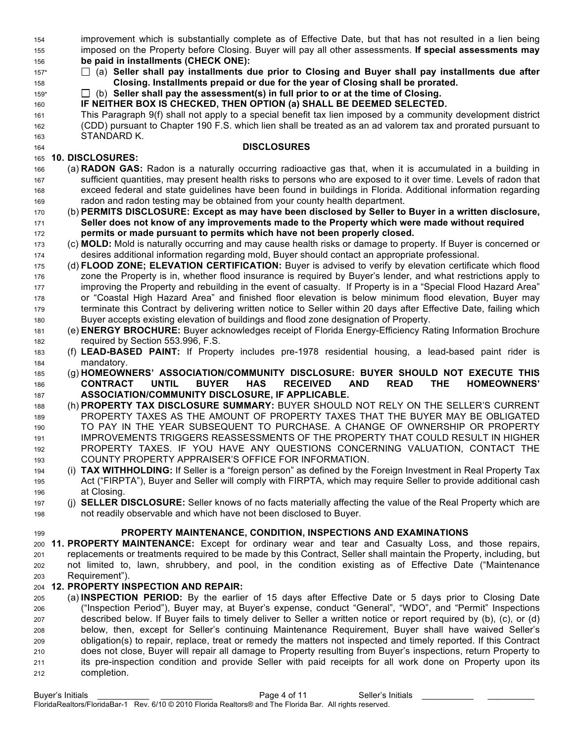improvement which is substantially complete as of Effective Date, but that has not resulted in a lien being imposed on the Property before Closing. Buyer will pay all other assessments. **If special assessments may be paid in installments (CHECK ONE):**

☐ (a) **Seller shall pay installments due prior to Closing and Buyer shall pay installments due after Closing. Installments prepaid or due for the year of Closing shall be prorated.**

☐ (b) **Seller shall pay the assessment(s) in full prior to or at the time of Closing.**

**IF NEITHER BOX IS CHECKED, THEN OPTION (a) SHALL BE DEEMED SELECTED.**

This Paragraph 9(f) shall not apply to a special benefit tax lien imposed by a community development district (CDD) pursuant to Chapter 190 F.S. which lien shall be treated as an ad valorem tax and prorated pursuant to STANDARD K.

## DISCLOSURES

**10. DISCLOSURES:**

(a) **RADON GAS:** Radon is a naturally occurring radioactive gas that, when it is accumulated in a building in sufficient quantities, may present health risks to persons who are exposed to it over time. Levels of radon that exceed federal and state guidelines have been found in buildings in Florida. Additional information regarding radon and radon testing may be obtained from your county health department.

(b) **PERMITS DISCLOSURE: Except as may have been disclosed by Seller to Buyer in a written disclosure, Seller does not know of any improvements made to the Property which were made without required permits or made pursuant to permits which have not been properly closed.**

(c) **MOLD:** Mold is naturally occurring and may cause health risks or damage to property. If Buyer is concerned or desires additional information regarding mold, Buyer should contact an appropriate professional.

(d) **FLOOD ZONE; ELEVATION CERTIFICATION:** Buyer is advised to verify by elevation certificate which flood zone the Property is in, whether flood insurance is required by Buyer's lender, and what restrictions apply to improving the Property and rebuilding in the event of casualty. If Property is in a "Special Flood Hazard Area" or "Coastal High Hazard Area" and finished floor elevation is below minimum flood elevation, Buyer may terminate this Contract by delivering written notice to Seller within 20 days after Effective Date, failing which Buyer accepts existing elevation of buildings and flood zone designation of Property.

(e) **ENERGY BROCHURE:** Buyer acknowledges receipt of Florida Energy-Efficiency Rating Information Brochure required by Section 553.996, F.S.

(f) **LEAD-BASED PAINT:** If Property includes pre-1978 residential housing, a lead-based paint rider is mandatory.

(g) **HOMEOWNERS' ASSOCIATION/COMMUNITY DISCLOSURE: BUYER SHOULD NOT EXECUTE THIS CONTRACT UNTIL BUYER HAS RECEIVED AND READ THE HOMEOWNERS' ASSOCIATION/COMMUNITY DISCLOSURE, IF APPLICABLE.**

(h) **PROPERTY TAX DISCLOSURE SUMMARY:** BUYER SHOULD NOT RELY ON THE SELLER'S CURRENT PROPERTY TAXES AS THE AMOUNT OF PROPERTY TAXES THAT THE BUYER MAY BE OBLIGATED TO PAY IN THE YEAR SUBSEQUENT TO PURCHASE. A CHANGE OF OWNERSHIP OR PROPERTY IMPROVEMENTS TRIGGERS REASSESSMENTS OF THE PROPERTY THAT COULD RESULT IN HIGHER PROPERTY TAXES. IF YOU HAVE ANY QUESTIONS CONCERNING VALUATION, CONTACT THE COUNTY PROPERTY APPRAISER'S OFFICE FOR INFORMATION.

(i) **TAX WITHHOLDING:** If Seller is a "foreign person" as defined by the Foreign Investment in Real Property Tax Act ("FIRPTA"), Buyer and Seller will comply with FIRPTA, which may require Seller to provide additional cash at Closing.

(j) **SELLER DISCLOSURE:** Seller knows of no facts materially affecting the value of the Real Property which are not readily observable and which have not been disclosed to Buyer.

## PROPERTY MAINTENANCE, CONDITION, INSPECTIONS AND EXAMINATIONS

**11. PROPERTY MAINTENANCE:** Except for ordinary wear and tear and Casualty Loss, and those repairs, replacements or treatments required to be made by this Contract, Seller shall maintain the Property, including, but not limited to, lawn, shrubbery, and pool, in the condition existing as of Effective Date ("Maintenance Requirement").

**12. PROPERTY INSPECTION AND REPAIR:**

(a) **INSPECTION PERIOD:** By the earlier of 15 days after Effective Date or 5 days prior to Closing Date ("Inspection Period"), Buyer may, at Buyer's expense, conduct "General", "WDO", and "Permit" Inspections described below. If Buyer fails to timely deliver to Seller a written notice or report required by (b), (c), or (d) below, then, except for Seller's continuing Maintenance Requirement, Buyer shall have waived Seller's obligation(s) to repair, replace, treat or remedy the matters not inspected and timely reported. If this Contract does not close, Buyer will repair all damage to Property resulting from Buyer's inspections, return Property to its pre-inspection condition and provide Seller with paid receipts for all work done on Property upon its completion.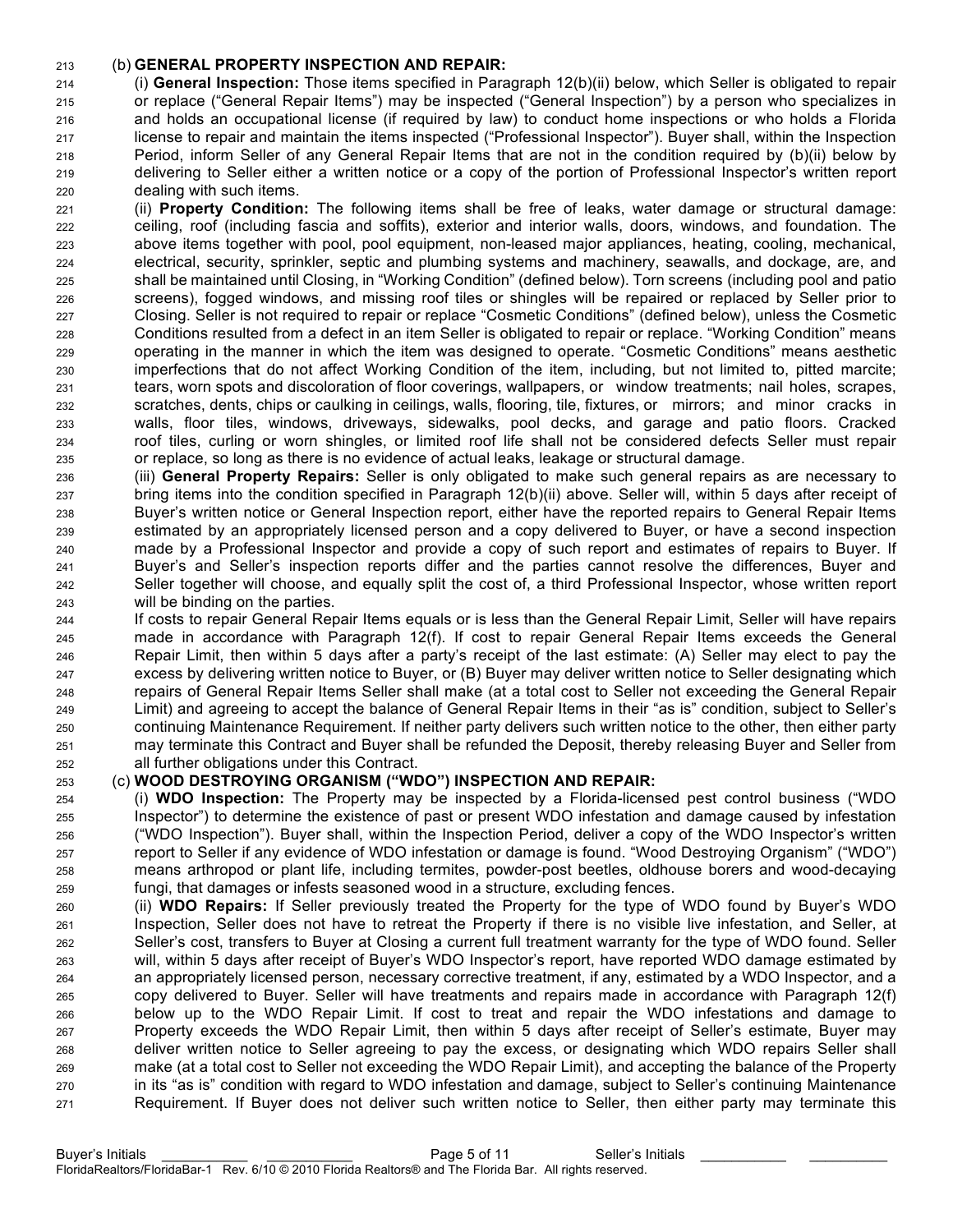(b) **GENERAL PROPERTY INSPECTION AND REPAIR:**

(i) **General Inspection:** Those items specified in Paragraph 12(b)(ii) below, which Seller is obligated to repair or replace ("General Repair Items") may be inspected ("General Inspection") by a person who specializes in and holds an occupational license (if required by law) to conduct home inspections or who holds a Florida license to repair and maintain the items inspected ("Professional Inspector"). Buyer shall, within the Inspection Period, inform Seller of any General Repair Items that are not in the condition required by (b)(ii) below by delivering to Seller either a written notice or a copy of the portion of Professional Inspector's written report dealing with such items.

(ii) **Property Condition:** The following items shall be free of leaks, water damage or structural damage: ceiling, roof (including fascia and soffits), exterior and interior walls, doors, windows, and foundation. The above items together with pool, pool equipment, non-leased major appliances, heating, cooling, mechanical, electrical, security, sprinkler, septic and plumbing systems and machinery, seawalls, and dockage, are, and shall be maintained until Closing, in "Working Condition" (defined below). Torn screens (including pool and patio screens), fogged windows, and missing roof tiles or shingles will be repaired or replaced by Seller prior to Closing. Seller is not required to repair or replace "Cosmetic Conditions" (defined below), unless the Cosmetic Conditions resulted from a defect in an item Seller is obligated to repair or replace. "Working Condition" means operating in the manner in which the item was designed to operate. "Cosmetic Conditions" means aesthetic imperfections that do not affect Working Condition of the item, including, but not limited to, pitted marcite; tears, worn spots and discoloration of floor coverings, wallpapers, or window treatments; nail holes, scrapes, scratches, dents, chips or caulking in ceilings, walls, flooring, tile, fixtures, or mirrors; and minor cracks in walls, floor tiles, windows, driveways, sidewalks, pool decks, and garage and patio floors. Cracked roof tiles, curling or worn shingles, or limited roof life shall not be considered defects Seller must repair or replace, so long as there is no evidence of actual leaks, leakage or structural damage.

(iii) **General Property Repairs:** Seller is only obligated to make such general repairs as are necessary to bring items into the condition specified in Paragraph 12(b)(ii) above. Seller will, within 5 days after receipt of Buyer's written notice or General Inspection report, either have the reported repairs to General Repair Items estimated by an appropriately licensed person and a copy delivered to Buyer, or have a second inspection made by a Professional Inspector and provide a copy of such report and estimates of repairs to Buyer. If Buyer's and Seller's inspection reports differ and the parties cannot resolve the differences, Buyer and Seller together will choose, and equally split the cost of, a third Professional Inspector, whose written report will be binding on the parties.

If costs to repair General Repair Items equals or is less than the General Repair Limit, Seller will have repairs made in accordance with Paragraph 12(f). If cost to repair General Repair Items exceeds the General Repair Limit, then within 5 days after a party's receipt of the last estimate: (A) Seller may elect to pay the excess by delivering written notice to Buyer, or (B) Buyer may deliver written notice to Seller designating which repairs of General Repair Items Seller shall make (at a total cost to Seller not exceeding the General Repair Limit) and agreeing to accept the balance of General Repair Items in their "as is" condition, subject to Seller's continuing Maintenance Requirement. If neither party delivers such written notice to the other, then either party may terminate this Contract and Buyer shall be refunded the Deposit, thereby releasing Buyer and Seller from all further obligations under this Contract.

(c) **WOOD DESTROYING ORGANISM ("WDO") INSPECTION AND REPAIR:**

(i) **WDO Inspection:** The Property may be inspected by a Florida-licensed pest control business ("WDO Inspector") to determine the existence of past or present WDO infestation and damage caused by infestation ("WDO Inspection"). Buyer shall, within the Inspection Period, deliver a copy of the WDO Inspector's written report to Seller if any evidence of WDO infestation or damage is found. "Wood Destroying Organism" ("WDO") means arthropod or plant life, including termites, powder-post beetles, oldhouse borers and wood-decaying fungi, that damages or infests seasoned wood in a structure, excluding fences.

(ii) **WDO Repairs:** If Seller previously treated the Property for the type of WDO found by Buyer's WDO Inspection, Seller does not have to retreat the Property if there is no visible live infestation, and Seller, at Seller's cost, transfers to Buyer at Closing a current full treatment warranty for the type of WDO found. Seller will, within 5 days after receipt of Buyer's WDO Inspector's report, have reported WDO damage estimated by an appropriately licensed person, necessary corrective treatment, if any, estimated by a WDO Inspector, and a copy delivered to Buyer. Seller will have treatments and repairs made in accordance with Paragraph 12(f) below up to the WDO Repair Limit. If cost to treat and repair the WDO infestations and damage to Property exceeds the WDO Repair Limit, then within 5 days after receipt of Seller's estimate, Buyer may deliver written notice to Seller agreeing to pay the excess, or designating which WDO repairs Seller shall make (at a total cost to Seller not exceeding the WDO Repair Limit), and accepting the balance of the Property in its "as is" condition with regard to WDO infestation and damage, subject to Seller's continuing Maintenance Requirement. If Buyer does not deliver such written notice to Seller, then either party may terminate this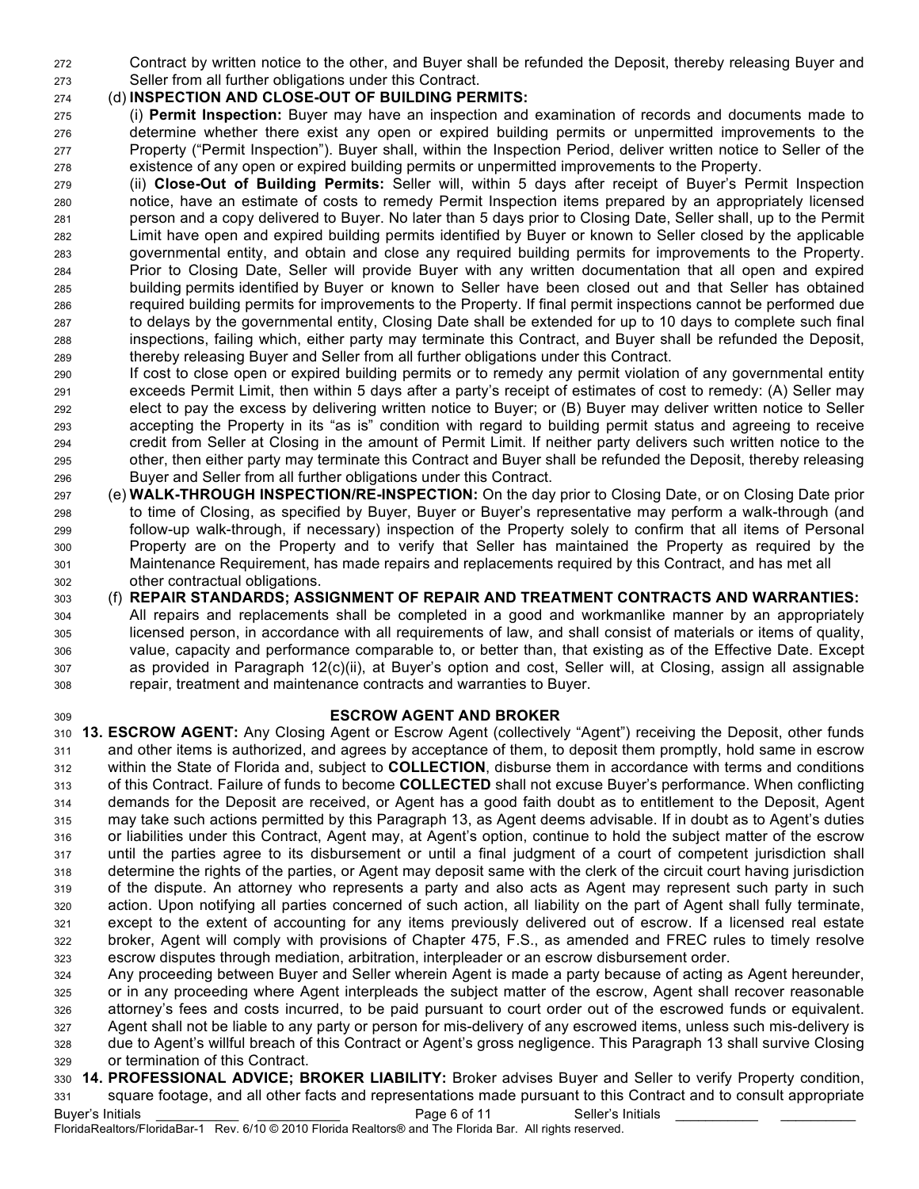Contract by written notice to the other, and Buyer shall be refunded the Deposit, thereby releasing Buyer and Seller from all further obligations under this Contract.

(d) **INSPECTION AND CLOSE-OUT OF BUILDING PERMITS:**

(i) **Permit Inspection:** Buyer may have an inspection and examination of records and documents made to determine whether there exist any open or expired building permits or unpermitted improvements to the Property ("Permit Inspection"). Buyer shall, within the Inspection Period, deliver written notice to Seller of the existence of any open or expired building permits or unpermitted improvements to the Property.

(ii) **Close-Out of Building Permits:** Seller will, within 5 days after receipt of Buyer's Permit Inspection notice, have an estimate of costs to remedy Permit Inspection items prepared by an appropriately licensed person and a copy delivered to Buyer. No later than 5 days prior to Closing Date, Seller shall, up to the Permit Limit have open and expired building permits identified by Buyer or known to Seller closed by the applicable governmental entity, and obtain and close any required building permits for improvements to the Property. Prior to Closing Date, Seller will provide Buyer with any written documentation that all open and expired building permits identified by Buyer or known to Seller have been closed out and that Seller has obtained required building permits for improvements to the Property. If final permit inspections cannot be performed due to delays by the governmental entity, Closing Date shall be extended for up to 10 days to complete such final inspections, failing which, either party may terminate this Contract, and Buyer shall be refunded the Deposit, thereby releasing Buyer and Seller from all further obligations under this Contract.

If cost to close open or expired building permits or to remedy any permit violation of any governmental entity exceeds Permit Limit, then within 5 days after a party's receipt of estimates of cost to remedy: (A) Seller may elect to pay the excess by delivering written notice to Buyer; or (B) Buyer may deliver written notice to Seller accepting the Property in its "as is" condition with regard to building permit status and agreeing to receive credit from Seller at Closing in the amount of Permit Limit. If neither party delivers such written notice to the other, then either party may terminate this Contract and Buyer shall be refunded the Deposit, thereby releasing Buyer and Seller from all further obligations under this Contract.

(e) **WALK-THROUGH INSPECTION/RE-INSPECTION:** On the day prior to Closing Date, or on Closing Date prior to time of Closing, as specified by Buyer, Buyer or Buyer's representative may perform a walk-through (and follow-up walk-through, if necessary) inspection of the Property solely to confirm that all items of Personal Property are on the Property and to verify that Seller has maintained the Property as required by the Maintenance Requirement, has made repairs and replacements required by this Contract, and has met all other contractual obligations.

(f) **REPAIR STANDARDS; ASSIGNMENT OF REPAIR AND TREATMENT CONTRACTS AND WARRANTIES:** All repairs and replacements shall be completed in a good and workmanlike manner by an appropriately licensed person, in accordance with all requirements of law, and shall consist of materials or items of quality, value, capacity and performance comparable to, or better than, that existing as of the Effective Date. Except as provided in Paragraph 12(c)(ii), at Buyer's option and cost, Seller will, at Closing, assign all assignable repair, treatment and maintenance contracts and warranties to Buyer.

## ESCROW AGENT AND BROKER

**13. ESCROW AGENT:** Any Closing Agent or Escrow Agent (collectively "Agent") receiving the Deposit, other funds and other items is authorized, and agrees by acceptance of them, to deposit them promptly, hold same in escrow within the State of Florida and, subject to **COLLECTION**, disburse them in accordance with terms and conditions of this Contract. Failure of funds to become **COLLECTED** shall not excuse Buyer's performance. When conflicting demands for the Deposit are received, or Agent has a good faith doubt as to entitlement to the Deposit, Agent may take such actions permitted by this Paragraph 13, as Agent deems advisable. If in doubt as to Agent's duties or liabilities under this Contract, Agent may, at Agent's option, continue to hold the subject matter of the escrow until the parties agree to its disbursement or until a final judgment of a court of competent jurisdiction shall determine the rights of the parties, or Agent may deposit same with the clerk of the circuit court having jurisdiction of the dispute. An attorney who represents a party and also acts as Agent may represent such party in such action. Upon notifying all parties concerned of such action, all liability on the part of Agent shall fully terminate, except to the extent of accounting for any items previously delivered out of escrow. If a licensed real estate broker, Agent will comply with provisions of Chapter 475, F.S., as amended and FREC rules to timely resolve escrow disputes through mediation, arbitration, interpleader or an escrow disbursement order.

Any proceeding between Buyer and Seller wherein Agent is made a party because of acting as Agent hereunder, or in any proceeding where Agent interpleads the subject matter of the escrow, Agent shall recover reasonable attorney's fees and costs incurred, to be paid pursuant to court order out of the escrowed funds or equivalent. Agent shall not be liable to any party or person for mis-delivery of any escrowed items, unless such mis-delivery is due to Agent's willful breach of this Contract or Agent's gross negligence. This Paragraph 13 shall survive Closing or termination of this Contract.

**14. PROFESSIONAL ADVICE; BROKER LIABILITY:** Broker advises Buyer and Seller to verify Property condition, square footage, and all other facts and representations made pursuant to this Contract and to consult appropriate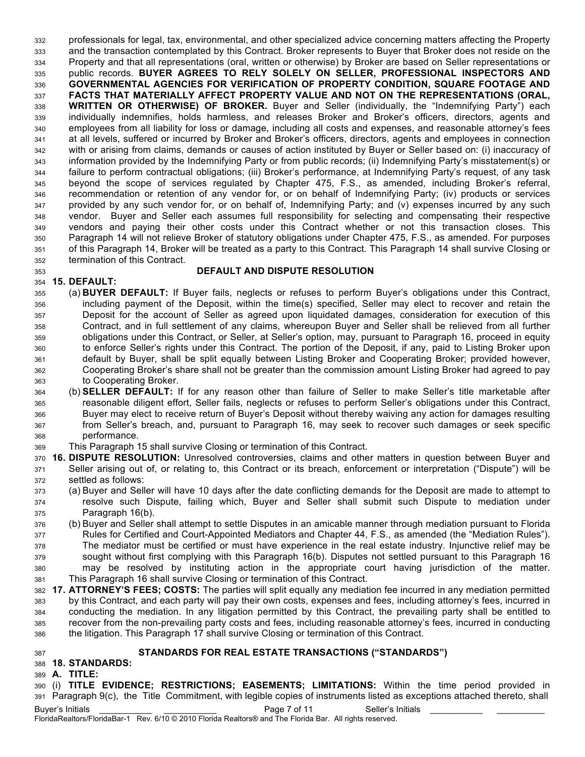professionals for legal, tax, environmental, and other specialized advice concerning matters affecting the Property and the transaction contemplated by this Contract. Broker represents to Buyer that Broker does not reside on the Property and that all representations (oral, written or otherwise) by Broker are based on Seller representations or public records. **BUYER AGREES TO RELY SOLELY ON SELLER, PROFESSIONAL INSPECTORS AND GOVERNMENTAL AGENCIES FOR VERIFICATION OF PROPERTY CONDITION, SQUARE FOOTAGE AND FACTS THAT MATERIALLY AFFECT PROPERTY VALUE AND NOT ON THE REPRESENTATIONS (ORAL, WRITTEN OR OTHERWISE) OF BROKER.** Buyer and Seller (individually, the "Indemnifying Party") each individually indemnifies, holds harmless, and releases Broker and Broker's officers, directors, agents and employees from all liability for loss or damage, including all costs and expenses, and reasonable attorney's fees at all levels, suffered or incurred by Broker and Broker's officers, directors, agents and employees in connection with or arising from claims, demands or causes of action instituted by Buyer or Seller based on: (i) inaccuracy of information provided by the Indemnifying Party or from public records; (ii) Indemnifying Party's misstatement(s) or failure to perform contractual obligations; (iii) Broker's performance, at Indemnifying Party's request, of any task beyond the scope of services regulated by Chapter 475, F.S., as amended, including Broker's referral, recommendation or retention of any vendor for, or on behalf of Indemnifying Party; (iv) products or services provided by any such vendor for, or on behalf of, Indemnifying Party; and (v) expenses incurred by any such vendor. Buyer and Seller each assumes full responsibility for selecting and compensating their respective vendors and paying their other costs under this Contract whether or not this transaction closes. This Paragraph 14 will not relieve Broker of statutory obligations under Chapter 475, F.S., as amended. For purposes of this Paragraph 14, Broker will be treated as a party to this Contract. This Paragraph 14 shall survive Closing or termination of this Contract.

## DEFAULT AND DISPUTE RESOLUTION

**15. DEFAULT:**

(a) **BUYER DEFAULT:** If Buyer fails, neglects or refuses to perform Buyer's obligations under this Contract, including payment of the Deposit, within the time(s) specified, Seller may elect to recover and retain the Deposit for the account of Seller as agreed upon liquidated damages, consideration for execution of this Contract, and in full settlement of any claims, whereupon Buyer and Seller shall be relieved from all further obligations under this Contract, or Seller, at Seller's option, may, pursuant to Paragraph 16, proceed in equity to enforce Seller's rights under this Contract. The portion of the Deposit, if any, paid to Listing Broker upon default by Buyer, shall be split equally between Listing Broker and Cooperating Broker; provided however, Cooperating Broker's share shall not be greater than the commission amount Listing Broker had agreed to pay to Cooperating Broker.

(b) **SELLER DEFAULT:** If for any reason other than failure of Seller to make Seller's title marketable after reasonable diligent effort, Seller fails, neglects or refuses to perform Seller's obligations under this Contract, Buyer may elect to receive return of Buyer's Deposit without thereby waiving any action for damages resulting from Seller's breach, and, pursuant to Paragraph 16, may seek to recover such damages or seek specific performance.

This Paragraph 15 shall survive Closing or termination of this Contract.

**16. DISPUTE RESOLUTION:** Unresolved controversies, claims and other matters in question between Buyer and Seller arising out of, or relating to, this Contract or its breach, enforcement or interpretation ("Dispute") will be settled as follows:

(a) Buyer and Seller will have 10 days after the date conflicting demands for the Deposit are made to attempt to resolve such Dispute, failing which, Buyer and Seller shall submit such Dispute to mediation under Paragraph 16(b).

(b) Buyer and Seller shall attempt to settle Disputes in an amicable manner through mediation pursuant to Florida Rules for Certified and Court-Appointed Mediators and Chapter 44, F.S., as amended (the "Mediation Rules"). The mediator must be certified or must have experience in the real estate industry. Injunctive relief may be sought without first complying with this Paragraph 16(b). Disputes not settled pursuant to this Paragraph 16 may be resolved by instituting action in the appropriate court having jurisdiction of the matter.

This Paragraph 16 shall survive Closing or termination of this Contract.

**17. ATTORNEY'S FEES; COSTS:** The parties will split equally any mediation fee incurred in any mediation permitted by this Contract, and each party will pay their own costs, expenses and fees, including attorney's fees, incurred in conducting the mediation. In any litigation permitted by this Contract, the prevailing party shall be entitled to recover from the non-prevailing party costs and fees, including reasonable attorney's fees, incurred in conducting the litigation. This Paragraph 17 shall survive Closing or termination of this Contract.

## STANDARDS FOR REAL ESTATE TRANSACTIONS ("STANDARDS")

**18. STANDARDS:**

**A. TITLE:**

(i) **TITLE EVIDENCE; RESTRICTIONS; EASEMENTS; LIMITATIONS:** Within the time period provided in Paragraph 9(c), the Title Commitment, with legible copies of instruments listed as exceptions attached thereto, shall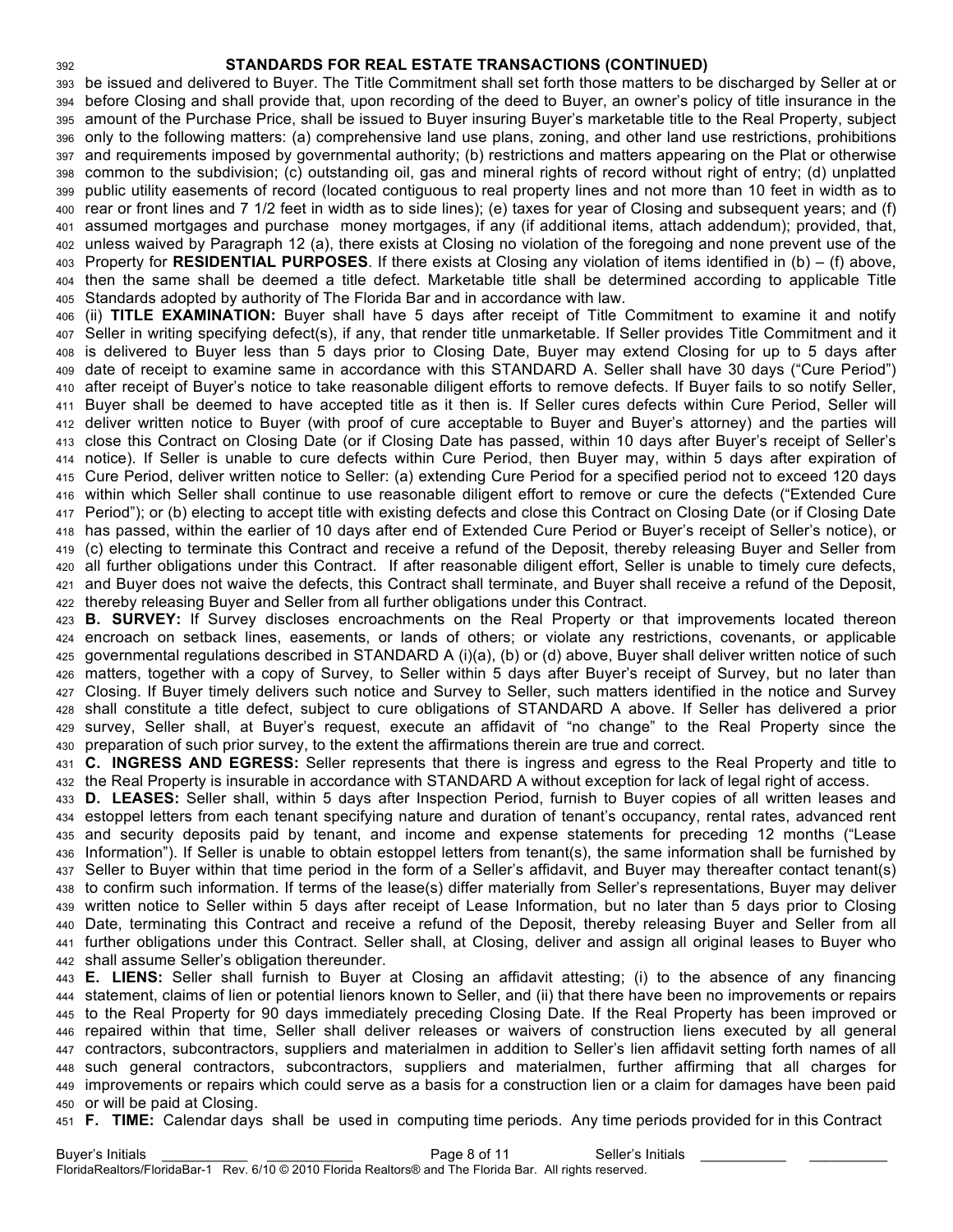## STANDARDS FOR REAL ESTATE TRANSACTIONS (CONTINUED)

be issued and delivered to Buyer. The Title Commitment shall set forth those matters to be discharged by Seller at or before Closing and shall provide that, upon recording of the deed to Buyer, an owner's policy of title insurance in the amount of the Purchase Price, shall be issued to Buyer insuring Buyer's marketable title to the Real Property, subject only to the following matters: (a) comprehensive land use plans, zoning, and other land use restrictions, prohibitions and requirements imposed by governmental authority; (b) restrictions and matters appearing on the Plat or otherwise common to the subdivision; (c) outstanding oil, gas and mineral rights of record without right of entry; (d) unplatted public utility easements of record (located contiguous to real property lines and not more than 10 feet in width as to rear or front lines and 7 1/2 feet in width as to side lines); (e) taxes for year of Closing and subsequent years; and (f) assumed mortgages and purchase money mortgages, if any (if additional items, attach addendum); provided, that, unless waived by Paragraph 12 (a), there exists at Closing no violation of the foregoing and none prevent use of the Property for **RESIDENTIAL PURPOSES**. If there exists at Closing any violation of items identified in (b) – (f) above, then the same shall be deemed a title defect. Marketable title shall be determined according to applicable Title Standards adopted by authority of The Florida Bar and in accordance with law.

(ii) **TITLE EXAMINATION:** Buyer shall have 5 days after receipt of Title Commitment to examine it and notify Seller in writing specifying defect(s), if any, that render title unmarketable. If Seller provides Title Commitment and it is delivered to Buyer less than 5 days prior to Closing Date, Buyer may extend Closing for up to 5 days after date of receipt to examine same in accordance with this STANDARD A. Seller shall have 30 days ("Cure Period") after receipt of Buyer's notice to take reasonable diligent efforts to remove defects. If Buyer fails to so notify Seller, Buyer shall be deemed to have accepted title as it then is. If Seller cures defects within Cure Period, Seller will deliver written notice to Buyer (with proof of cure acceptable to Buyer and Buyer's attorney) and the parties will close this Contract on Closing Date (or if Closing Date has passed, within 10 days after Buyer's receipt of Seller's notice). If Seller is unable to cure defects within Cure Period, then Buyer may, within 5 days after expiration of Cure Period, deliver written notice to Seller: (a) extending Cure Period for a specified period not to exceed 120 days within which Seller shall continue to use reasonable diligent effort to remove or cure the defects ("Extended Cure Period"); or (b) electing to accept title with existing defects and close this Contract on Closing Date (or if Closing Date has passed, within the earlier of 10 days after end of Extended Cure Period or Buyer's receipt of Seller's notice), or (c) electing to terminate this Contract and receive a refund of the Deposit, thereby releasing Buyer and Seller from all further obligations under this Contract. If after reasonable diligent effort, Seller is unable to timely cure defects, and Buyer does not waive the defects, this Contract shall terminate, and Buyer shall receive a refund of the Deposit, thereby releasing Buyer and Seller from all further obligations under this Contract.

**B. SURVEY:** If Survey discloses encroachments on the Real Property or that improvements located thereon encroach on setback lines, easements, or lands of others; or violate any restrictions, covenants, or applicable governmental regulations described in STANDARD A (i)(a), (b) or (d) above, Buyer shall deliver written notice of such matters, together with a copy of Survey, to Seller within 5 days after Buyer's receipt of Survey, but no later than Closing. If Buyer timely delivers such notice and Survey to Seller, such matters identified in the notice and Survey shall constitute a title defect, subject to cure obligations of STANDARD A above. If Seller has delivered a prior survey, Seller shall, at Buyer's request, execute an affidavit of "no change" to the Real Property since the preparation of such prior survey, to the extent the affirmations therein are true and correct.

**C. INGRESS AND EGRESS:** Seller represents that there is ingress and egress to the Real Property and title to the Real Property is insurable in accordance with STANDARD A without exception for lack of legal right of access.

**D. LEASES:** Seller shall, within 5 days after Inspection Period, furnish to Buyer copies of all written leases and estoppel letters from each tenant specifying nature and duration of tenant's occupancy, rental rates, advanced rent and security deposits paid by tenant, and income and expense statements for preceding 12 months ("Lease Information"). If Seller is unable to obtain estoppel letters from tenant(s), the same information shall be furnished by Seller to Buyer within that time period in the form of a Seller's affidavit, and Buyer may thereafter contact tenant(s) to confirm such information. If terms of the lease(s) differ materially from Seller's representations, Buyer may deliver written notice to Seller within 5 days after receipt of Lease Information, but no later than 5 days prior to Closing Date, terminating this Contract and receive a refund of the Deposit, thereby releasing Buyer and Seller from all further obligations under this Contract. Seller shall, at Closing, deliver and assign all original leases to Buyer who shall assume Seller's obligation thereunder.

**E. LIENS:** Seller shall furnish to Buyer at Closing an affidavit attesting; (i) to the absence of any financing statement, claims of lien or potential lienors known to Seller, and (ii) that there have been no improvements or repairs to the Real Property for 90 days immediately preceding Closing Date. If the Real Property has been improved or repaired within that time, Seller shall deliver releases or waivers of construction liens executed by all general contractors, subcontractors, suppliers and materialmen in addition to Seller's lien affidavit setting forth names of all such general contractors, subcontractors, suppliers and materialmen, further affirming that all charges for improvements or repairs which could serve as a basis for a construction lien or a claim for damages have been paid or will be paid at Closing.

**F. TIME:** Calendar days shall be used in computing time periods. Any time periods provided for in this Contract

Buyer's Initials \_\_\_\_\_\_\_\_\_\_\_ \_\_\_\_\_\_\_\_\_\_\_ Seller's Initials \_\_\_\_\_\_\_\_\_\_\_ \_\_\_\_\_\_\_\_\_\_\_

FloridaRealtors/FloridaBar-1 Rev. 6/10 © 2010 Florida Realtors® and The Florida Bar. All rights reserved.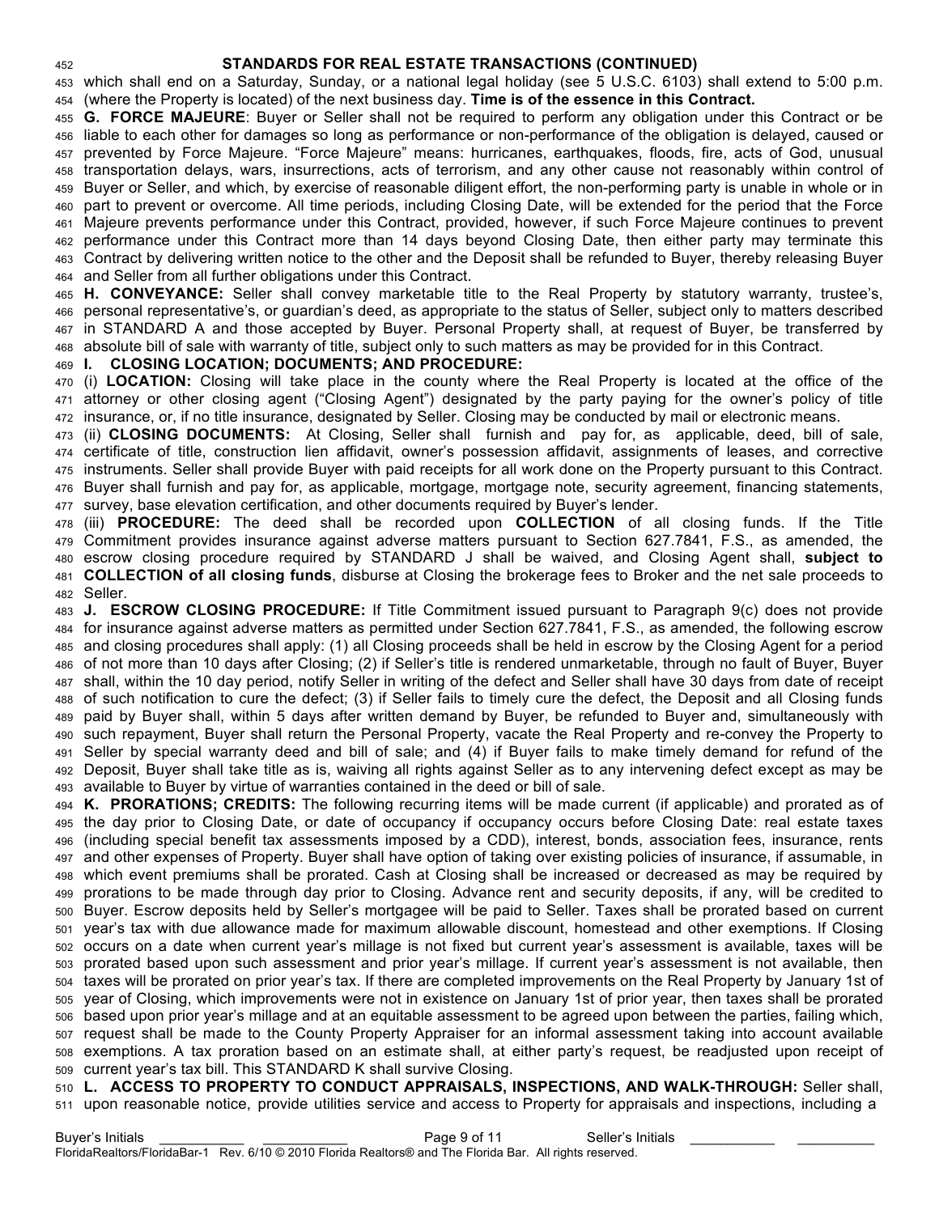## STANDARDS FOR REAL ESTATE TRANSACTIONS (CONTINUED)

which shall end on a Saturday, Sunday, or a national legal holiday (see 5 U.S.C. 6103) shall extend to 5:00 p.m. (where the Property is located) of the next business day. **Time is of the essence in this Contract.**

**G. FORCE MAJEURE**: Buyer or Seller shall not be required to perform any obligation under this Contract or be liable to each other for damages so long as performance or non-performance of the obligation is delayed, caused or prevented by Force Majeure. "Force Majeure" means: hurricanes, earthquakes, floods, fire, acts of God, unusual transportation delays, wars, insurrections, acts of terrorism, and any other cause not reasonably within control of Buyer or Seller, and which, by exercise of reasonable diligent effort, the non-performing party is unable in whole or in part to prevent or overcome. All time periods, including Closing Date, will be extended for the period that the Force Majeure prevents performance under this Contract, provided, however, if such Force Majeure continues to prevent performance under this Contract more than 14 days beyond Closing Date, then either party may terminate this Contract by delivering written notice to the other and the Deposit shall be refunded to Buyer, thereby releasing Buyer and Seller from all further obligations under this Contract.

**H. CONVEYANCE:** Seller shall convey marketable title to the Real Property by statutory warranty, trustee's, personal representative's, or guardian's deed, as appropriate to the status of Seller, subject only to matters described in STANDARD A and those accepted by Buyer. Personal Property shall, at request of Buyer, be transferred by absolute bill of sale with warranty of title, subject only to such matters as may be provided for in this Contract.

**I. CLOSING LOCATION; DOCUMENTS; AND PROCEDURE:**

(i) **LOCATION:** Closing will take place in the county where the Real Property is located at the office of the attorney or other closing agent ("Closing Agent") designated by the party paying for the owner's policy of title insurance, or, if no title insurance, designated by Seller. Closing may be conducted by mail or electronic means.

(ii) **CLOSING DOCUMENTS:** At Closing, Seller shall furnish and pay for, as applicable, deed, bill of sale, certificate of title, construction lien affidavit, owner's possession affidavit, assignments of leases, and corrective instruments. Seller shall provide Buyer with paid receipts for all work done on the Property pursuant to this Contract. Buyer shall furnish and pay for, as applicable, mortgage, mortgage note, security agreement, financing statements, survey, base elevation certification, and other documents required by Buyer's lender.

(iii) **PROCEDURE:** The deed shall be recorded upon **COLLECTION** of all closing funds. If the Title Commitment provides insurance against adverse matters pursuant to Section 627.7841, F.S., as amended, the escrow closing procedure required by STANDARD J shall be waived, and Closing Agent shall, **subject to COLLECTION of all closing funds**, disburse at Closing the brokerage fees to Broker and the net sale proceeds to Seller.

**J. ESCROW CLOSING PROCEDURE:** If Title Commitment issued pursuant to Paragraph 9(c) does not provide for insurance against adverse matters as permitted under Section 627.7841, F.S., as amended, the following escrow and closing procedures shall apply: (1) all Closing proceeds shall be held in escrow by the Closing Agent for a period of not more than 10 days after Closing; (2) if Seller's title is rendered unmarketable, through no fault of Buyer, Buyer shall, within the 10 day period, notify Seller in writing of the defect and Seller shall have 30 days from date of receipt of such notification to cure the defect; (3) if Seller fails to timely cure the defect, the Deposit and all Closing funds paid by Buyer shall, within 5 days after written demand by Buyer, be refunded to Buyer and, simultaneously with such repayment, Buyer shall return the Personal Property, vacate the Real Property and re-convey the Property to Seller by special warranty deed and bill of sale; and (4) if Buyer fails to make timely demand for refund of the Deposit, Buyer shall take title as is, waiving all rights against Seller as to any intervening defect except as may be available to Buyer by virtue of warranties contained in the deed or bill of sale.

**K. PRORATIONS; CREDITS:** The following recurring items will be made current (if applicable) and prorated as of the day prior to Closing Date, or date of occupancy if occupancy occurs before Closing Date: real estate taxes (including special benefit tax assessments imposed by a CDD), interest, bonds, association fees, insurance, rents and other expenses of Property. Buyer shall have option of taking over existing policies of insurance, if assumable, in which event premiums shall be prorated. Cash at Closing shall be increased or decreased as may be required by prorations to be made through day prior to Closing. Advance rent and security deposits, if any, will be credited to Buyer. Escrow deposits held by Seller's mortgagee will be paid to Seller. Taxes shall be prorated based on current year's tax with due allowance made for maximum allowable discount, homestead and other exemptions. If Closing occurs on a date when current year's millage is not fixed but current year's assessment is available, taxes will be prorated based upon such assessment and prior year's millage. If current year's assessment is not available, then taxes will be prorated on prior year's tax. If there are completed improvements on the Real Property by January 1st of year of Closing, which improvements were not in existence on January 1st of prior year, then taxes shall be prorated based upon prior year's millage and at an equitable assessment to be agreed upon between the parties, failing which, request shall be made to the County Property Appraiser for an informal assessment taking into account available exemptions. A tax proration based on an estimate shall, at either party's request, be readjusted upon receipt of current year's tax bill. This STANDARD K shall survive Closing.

**L. ACCESS TO PROPERTY TO CONDUCT APPRAISALS, INSPECTIONS, AND WALK-THROUGH:** Seller shall, upon reasonable notice, provide utilities service and access to Property for appraisals and inspections, including a

Buyer's Initials \_\_\_\_\_\_\_\_\_\_ \_\_\_\_\_\_\_\_\_\_ Seller's Initials \_\_\_\_\_\_\_\_\_\_ \_\_\_\_\_\_\_\_\_\_
FloridaRealtors/FloridaBar-1 Rev. 6/10 © 2010 Florida Realtors® and The Florida Bar. All rights reserved.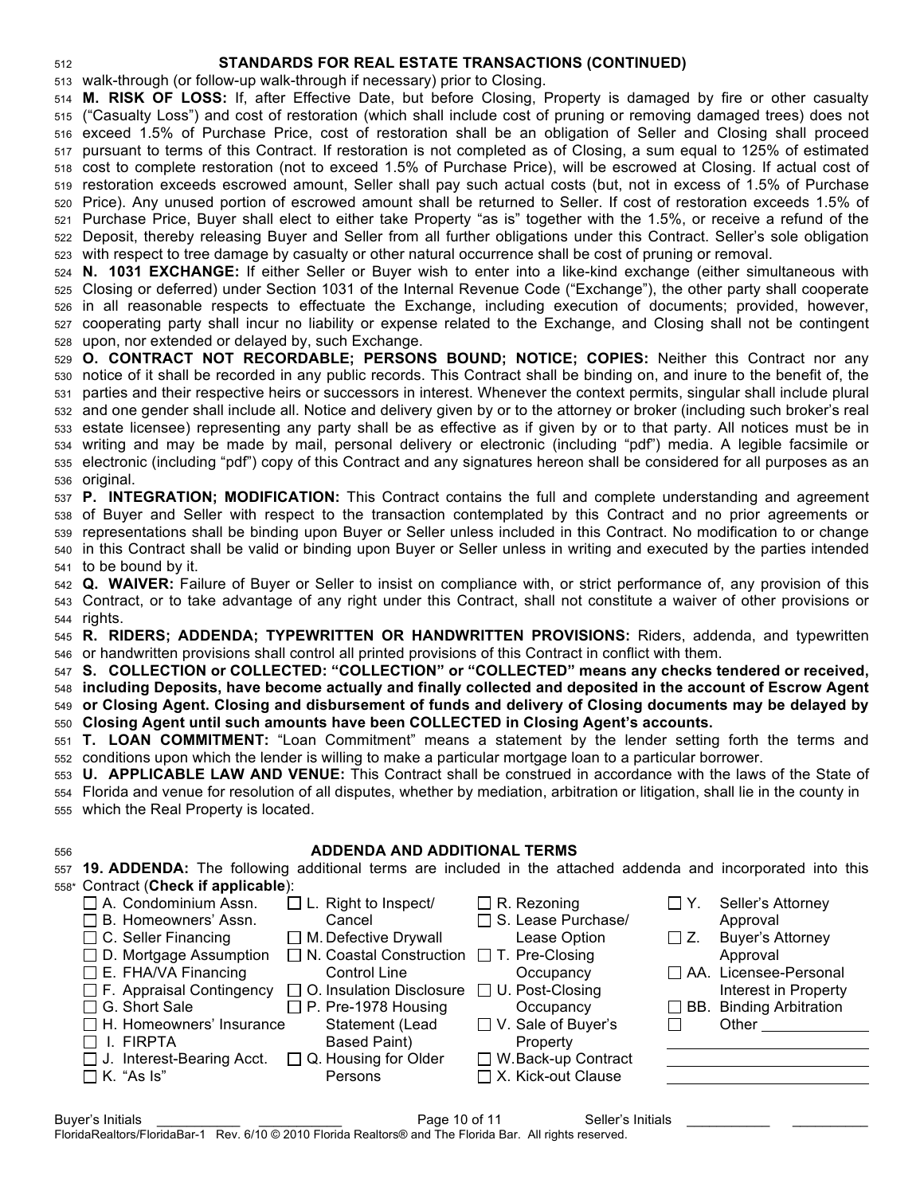## STANDARDS FOR REAL ESTATE TRANSACTIONS (CONTINUED)

walk-through (or follow-up walk-through if necessary) prior to Closing.

**M. RISK OF LOSS:** If, after Effective Date, but before Closing, Property is damaged by fire or other casualty ("Casualty Loss") and cost of restoration (which shall include cost of pruning or removing damaged trees) does not exceed 1.5% of Purchase Price, cost of restoration shall be an obligation of Seller and Closing shall proceed pursuant to terms of this Contract. If restoration is not completed as of Closing, a sum equal to 125% of estimated cost to complete restoration (not to exceed 1.5% of Purchase Price), will be escrowed at Closing. If actual cost of restoration exceeds escrowed amount, Seller shall pay such actual costs (but, not in excess of 1.5% of Purchase Price). Any unused portion of escrowed amount shall be returned to Seller. If cost of restoration exceeds 1.5% of Purchase Price, Buyer shall elect to either take Property "as is" together with the 1.5%, or receive a refund of the Deposit, thereby releasing Buyer and Seller from all further obligations under this Contract. Seller's sole obligation with respect to tree damage by casualty or other natural occurrence shall be cost of pruning or removal.

**N. 1031 EXCHANGE:** If either Seller or Buyer wish to enter into a like-kind exchange (either simultaneous with Closing or deferred) under Section 1031 of the Internal Revenue Code ("Exchange"), the other party shall cooperate in all reasonable respects to effectuate the Exchange, including execution of documents; provided, however, cooperating party shall incur no liability or expense related to the Exchange, and Closing shall not be contingent upon, nor extended or delayed by, such Exchange.

**O. CONTRACT NOT RECORDABLE; PERSONS BOUND; NOTICE; COPIES:** Neither this Contract nor any notice of it shall be recorded in any public records. This Contract shall be binding on, and inure to the benefit of, the parties and their respective heirs or successors in interest. Whenever the context permits, singular shall include plural and one gender shall include all. Notice and delivery given by or to the attorney or broker (including such broker's real estate licensee) representing any party shall be as effective as if given by or to that party. All notices must be in writing and may be made by mail, personal delivery or electronic (including "pdf") media. A legible facsimile or electronic (including "pdf") copy of this Contract and any signatures hereon shall be considered for all purposes as an original.

**P. INTEGRATION; MODIFICATION:** This Contract contains the full and complete understanding and agreement of Buyer and Seller with respect to the transaction contemplated by this Contract and no prior agreements or representations shall be binding upon Buyer or Seller unless included in this Contract. No modification to or change in this Contract shall be valid or binding upon Buyer or Seller unless in writing and executed by the parties intended to be bound by it.

**Q. WAIVER:** Failure of Buyer or Seller to insist on compliance with, or strict performance of, any provision of this Contract, or to take advantage of any right under this Contract, shall not constitute a waiver of other provisions or rights.

**R. RIDERS; ADDENDA; TYPEWRITTEN OR HANDWRITTEN PROVISIONS:** Riders, addenda, and typewritten or handwritten provisions shall control all printed provisions of this Contract in conflict with them.

**S. COLLECTION or COLLECTED: "COLLECTION" or "COLLECTED" means any checks tendered or received, including Deposits, have become actually and finally collected and deposited in the account of Escrow Agent or Closing Agent. Closing and disbursement of funds and delivery of Closing documents may be delayed by Closing Agent until such amounts have been COLLECTED in Closing Agent's accounts.**

**T. LOAN COMMITMENT:** "Loan Commitment" means a statement by the lender setting forth the terms and conditions upon which the lender is willing to make a particular mortgage loan to a particular borrower.

**U. APPLICABLE LAW AND VENUE:** This Contract shall be construed in accordance with the laws of the State of Florida and venue for resolution of all disputes, whether by mediation, arbitration or litigation, shall lie in the county in which the Real Property is located.

## ADDENDA AND ADDITIONAL TERMS

**19. ADDENDA:** The following additional terms are included in the attached addenda and incorporated into this Contract (**Check if applicable**):

- ☐ A. Condominium Assn.
- ☐ B. Homeowners' Assn.
- ☐ C. Seller Financing
- ☐ D. Mortgage Assumption
- ☐ E. FHA/VA Financing
- ☐ F. Appraisal Contingency
- ☐ G. Short Sale
- ☐ H. Homeowners' Insurance
- ☐ I. FIRPTA
- ☐ J. Interest-Bearing Acct.
- ☐ K. "As Is"
- ☐ L. Right to Inspect/ Cancel
- ☐ M. Defective Drywall
- ☐ N. Coastal Construction Control Line
- ☐ O. Insulation Disclosure
- ☐ P. Pre-1978 Housing Statement (Lead Based Paint)
- ☐ Q. Housing for Older Persons
- ☐ R. Rezoning
- ☐ S. Lease Purchase/ Lease Option
- ☐ T. Pre-Closing Occupancy
- ☐ U. Post-Closing Occupancy
- ☐ V. Sale of Buyer's Property
- ☐ W. Back-up Contract
- ☐ X. Kick-out Clause
- ☐ Y. Seller's Attorney Approval
- ☐ Z. Buyer's Attorney Approval
- ☐ AA. Licensee-Personal Interest in Property
- ☐ BB. Binding Arbitration
- ☐ Other ______________

Buyer's Initials ___________ ___________ Seller's Initials ___________ ___________

FloridaRealtors/FloridaBar-1 Rev. 6/10 © 2010 Florida Realtors® and The Florida Bar. All rights reserved.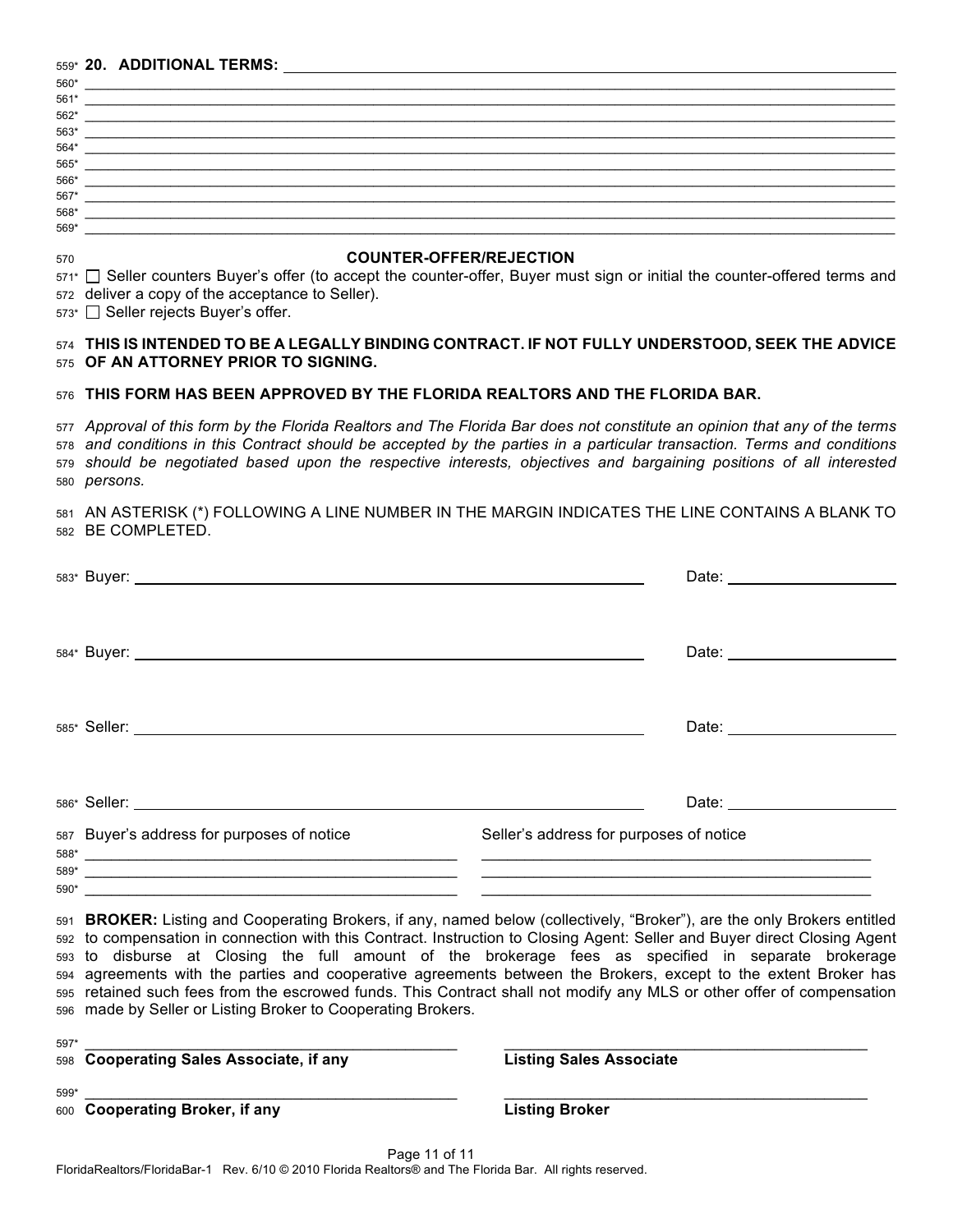**20. ADDITIONAL TERMS:** ______________________________________________

______________________________________________

______________________________________________

______________________________________________

______________________________________________

______________________________________________

______________________________________________

______________________________________________

______________________________________________

______________________________________________

______________________________________________

## COUNTER-OFFER/REJECTION

☐ Seller counters Buyer's offer (to accept the counter-offer, Buyer must sign or initial the counter-offered terms and deliver a copy of the acceptance to Seller).

☐ Seller rejects Buyer's offer.

**THIS IS INTENDED TO BE A LEGALLY BINDING CONTRACT. IF NOT FULLY UNDERSTOOD, SEEK THE ADVICE OF AN ATTORNEY PRIOR TO SIGNING.**

**THIS FORM HAS BEEN APPROVED BY THE FLORIDA REALTORS AND THE FLORIDA BAR.**

*Approval of this form by the Florida Realtors and The Florida Bar does not constitute an opinion that any of the terms and conditions in this Contract should be accepted by the parties in a particular transaction. Terms and conditions should be negotiated based upon the respective interests, objectives and bargaining positions of all interested persons.*

AN ASTERISK (*) FOLLOWING A LINE NUMBER IN THE MARGIN INDICATES THE LINE CONTAINS A BLANK TO BE COMPLETED.

Buyer: ______________________________ Date: ______________

Buyer: ______________________________ Date: ______________

Seller: ______________________________ Date: ______________

Seller: ______________________________ Date: ______________

| Buyer's address for purposes of notice | Seller's address for purposes of notice |
|---|---|
| ______________________________ | ______________________________ |
| ______________________________ | ______________________________ |
| ______________________________ | ______________________________ |

**BROKER:** Listing and Cooperating Brokers, if any, named below (collectively, "Broker"), are the only Brokers entitled to compensation in connection with this Contract. Instruction to Closing Agent: Seller and Buyer direct Closing Agent to disburse at Closing the full amount of the brokerage fees as specified in separate brokerage agreements with the parties and cooperative agreements between the Brokers, except to the extent Broker has retained such fees from the escrowed funds. This Contract shall not modify any MLS or other offer of compensation made by Seller or Listing Broker to Cooperating Brokers.

| | |
|---|---|
| ______________________________ | ______________________________ |
| **Cooperating Sales Associate, if any** | **Listing Sales Associate** |
| ______________________________ | ______________________________ |
| **Cooperating Broker, if any** | **Listing Broker** |

FloridaRealtors/FloridaBar-1 Rev. 6/10 © 2010 Florida Realtors® and The Florida Bar. All rights reserved.